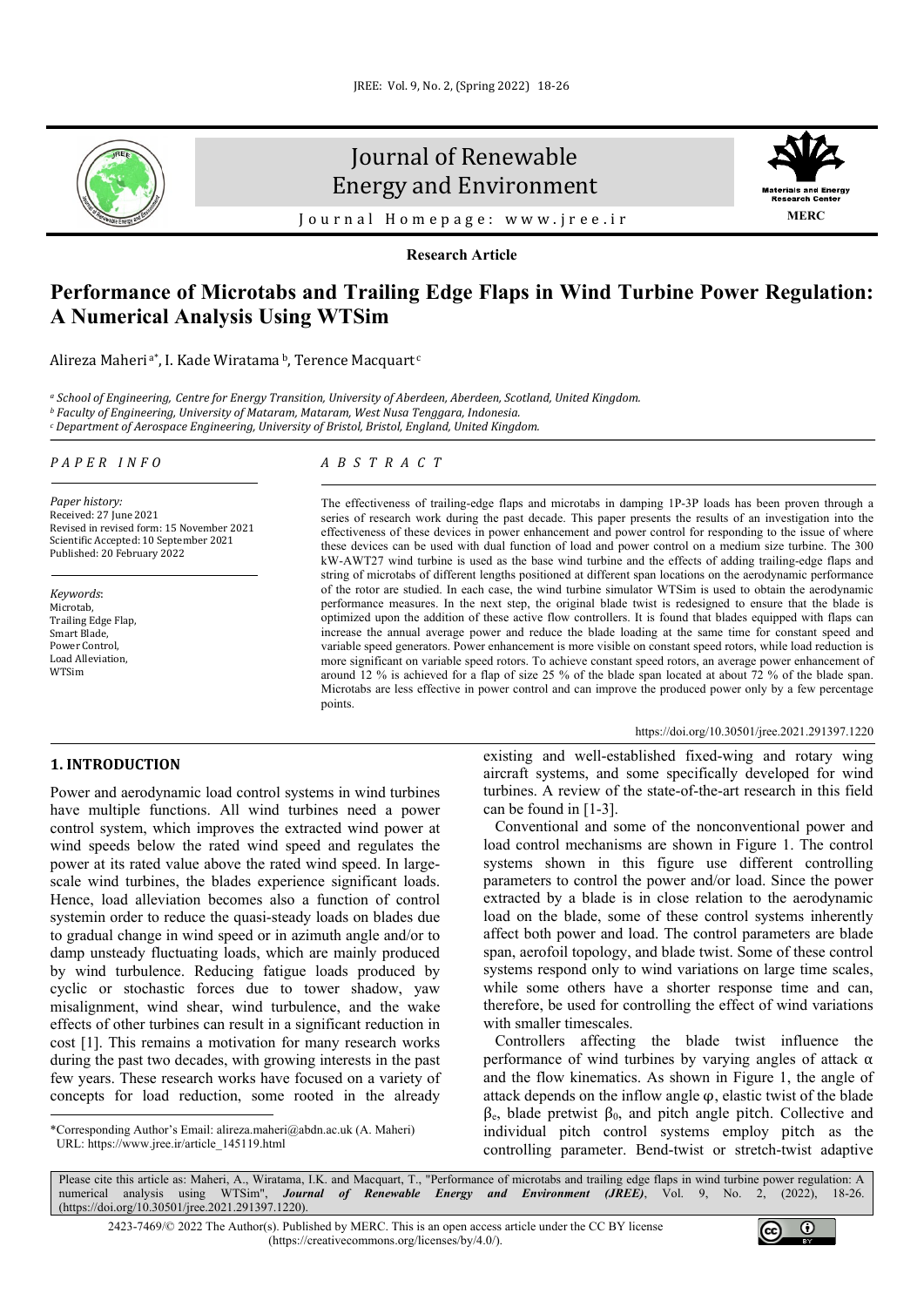Research Article

# Performance of Microtabs and Trailing Edge Flaps in Wind Turbine Power Regulation: A Numerical Analysis Using WTSim

Alireza Maheri[a*], I. Kade Wiratama[b], Terence Macquart[c]

[a] *School of Engineering, Centre for Energy Transition, University of Aberdeen, Aberdeen, Scotland, United Kingdom.*
[b] *Faculty of Engineering, University of Mataram, Mataram, West Nusa Tenggara, Indonesia.*
[c] *Department of Aerospace Engineering, University of Bristol, Bristol, England, United Kingdom.*

*PAPER INFO*

*Paper history:*
Received: 27 June 2021
Revised in revised form: 15 November 2021
Scientific Accepted: 10 September 2021
Published: 20 February 2022

*Keywords*:
Microtab,
Trailing Edge Flap,
Smart Blade,
Power Control,
Load Alleviation,
WTSim

*ABSTRACT*

The effectiveness of trailing-edge flaps and microtabs in damping 1P-3P loads has been proven through a series of research work during the past decade. This paper presents the results of an investigation into the effectiveness of these devices in power enhancement and power control for responding to the issue of where these devices can be used with dual function of load and power control on a medium size turbine. The 300 kW-AWT27 wind turbine is used as the base wind turbine and the effects of adding trailing-edge flaps and string of microtabs of different lengths positioned at different span locations on the aerodynamic performance of the rotor are studied. In each case, the wind turbine simulator WTSim is used to obtain the aerodynamic performance measures. In the next step, the original blade twist is redesigned to ensure that the blade is optimized upon the addition of these active flow controllers. It is found that blades equipped with flaps can increase the annual average power and reduce the blade loading at the same time for constant speed and variable speed generators. Power enhancement is more visible on constant speed rotors, while load reduction is more significant on variable speed rotors. To achieve constant speed rotors, an average power enhancement of around 12 % is achieved for a flap of size 25 % of the blade span located at about 72 % of the blade span. Microtabs are less effective in power control and can improve the produced power only by a few percentage points.

https://doi.org/10.30501/jree.2021.291397.1220

## 1. INTRODUCTION

Power and aerodynamic load control systems in wind turbines have multiple functions. All wind turbines need a power control system, which improves the extracted wind power at wind speeds below the rated wind speed and regulates the power at its rated value above the rated wind speed. In large-scale wind turbines, the blades experience significant loads. Hence, load alleviation becomes also a function of control systemin order to reduce the quasi-steady loads on blades due to gradual change in wind speed or in azimuth angle and/or to damp unsteady fluctuating loads, which are mainly produced by wind turbulence. Reducing fatigue loads produced by cyclic or stochastic forces due to tower shadow, yaw misalignment, wind shear, wind turbulence, and the wake effects of other turbines can result in a significant reduction in cost [1]. This remains a motivation for many research works during the past two decades, with growing interests in the past few years. These research works have focused on a variety of concepts for load reduction, some rooted in the already existing and well-established fixed-wing and rotary wing aircraft systems, and some specifically developed for wind turbines. A review of the state-of-the-art research in this field can be found in [1-3].

Conventional and some of the nonconventional power and load control mechanisms are shown in Figure 1. The control systems shown in this figure use different controlling parameters to control the power and/or load. Since the power extracted by a blade is in close relation to the aerodynamic load on the blade, some of these control systems inherently affect both power and load. The control parameters are blade span, aerofoil topology, and blade twist. Some of these control systems respond only to wind variations on large time scales, while some others have a shorter response time and can, therefore, be used for controlling the effect of wind variations with smaller timescales.

Controllers affecting the blade twist influence the performance of wind turbines by varying angles of attack $\alpha$ and the flow kinematics. As shown in Figure 1, the angle of attack depends on the inflow angle $\varphi$, elastic twist of the blade $\beta_e$, blade pretwist $\beta_0$, and pitch angle pitch. Collective and individual pitch control systems employ pitch as the controlling parameter. Bend-twist or stretch-twist adaptive

*Corresponding Author's Email: alireza.maheri@abdn.ac.uk (A. Maheri)
URL: https://www.jree.ir/article_145119.html

Please cite this article as: Maheri, A., Wiratama, I.K. and Macquart, T., "Performance of microtabs and trailing edge flaps in wind turbine power regulation: A numerical analysis using WTSim", *Journal of Renewable Energy and Environment (JREE)*, Vol. 9, No. 2, (2022), 18-26. (https://doi.org/10.30501/jree.2021.291397.1220).

2423-7469/© 2022 The Author(s). Published by MERC. This is an open access article under the CC BY license (https://creativecommons.org/licenses/by/4.0/).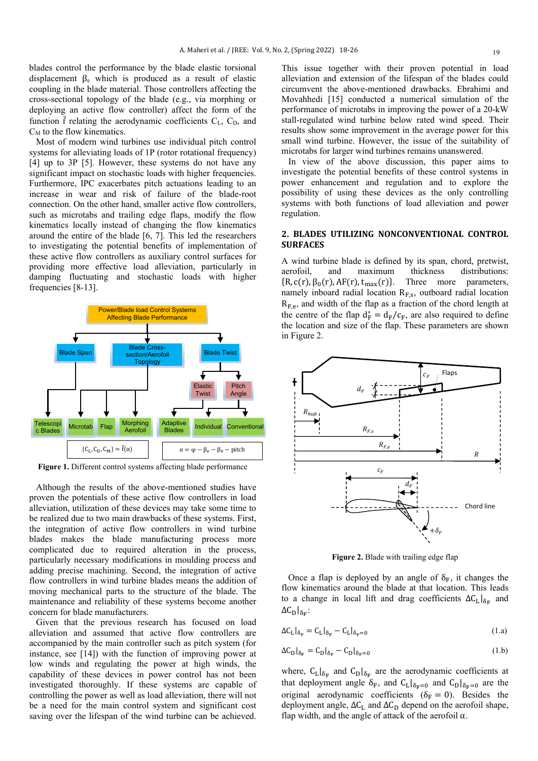blades control the performance by the blade elastic torsional displacement $\beta_e$ which is produced as a result of elastic coupling in the blade material. Those controllers affecting the cross-sectional topology of the blade (e.g., via morphing or deploying an active flow controller) affect the form of the function $\vec{f}$ relating the aerodynamic coefficients $C_L$, $C_D$, and $C_M$ to the flow kinematics.

Most of modern wind turbines use individual pitch control systems for alleviating loads of 1P (rotor rotational frequency) [4] up to 3P [5]. However, these systems do not have any significant impact on stochastic loads with higher frequencies. Furthermore, IPC exacerbates pitch actuations leading to an increase in wear and risk of failure of the blade-root connection. On the other hand, smaller active flow controllers, such as microtabs and trailing edge flaps, modify the flow kinematics locally instead of changing the flow kinematics around the entire of the blade [6, 7]. This led the researchers to investigating the potential benefits of implementation of these active flow controllers as auxiliary control surfaces for providing more effective load alleviation, particularly in damping fluctuating and stochastic loads with higher frequencies [8-13].

**Figure 1.** Different control systems affecting blade performance

Although the results of the above-mentioned studies have proven the potentials of these active flow controllers in load alleviation, utilization of these devices may take some time to be realized due to two main drawbacks of these systems. First, the integration of active flow controllers in wind turbine blades makes the blade manufacturing process more complicated due to required alteration in the process, particularly necessary modifications in moulding process and adding precise machining. Second, the integration of active flow controllers in wind turbine blades means the addition of moving mechanical parts to the structure of the blade. The maintenance and reliability of these systems become another concern for blade manufacturers.

Given that the previous research has focused on load alleviation and assumed that active flow controllers are accompanied by the main controller such as pitch system (for instance, see [14]) with the function of improving power at low winds and regulating the power at high winds, the capability of these devices in power control has not been investigated thoroughly. If these systems are capable of controlling the power as well as load alleviation, there will not be a need for the main control system and significant cost saving over the lifespan of the wind turbine can be achieved.

This issue together with their proven potential in load alleviation and extension of the lifespan of the blades could circumvent the above-mentioned drawbacks. Ebrahimi and Movahhedi [15] conducted a numerical simulation of the performance of microtabs in improving the power of a 20-kW stall-regulated wind turbine below rated wind speed. Their results show some improvement in the average power for this small wind turbine. However, the issue of the suitability of microtabs for larger wind turbines remains unanswered.

In view of the above discussion, this paper aims to investigate the potential benefits of these control systems in power enhancement and regulation and to explore the possibility of using these devices as the only controlling systems with both functions of load alleviation and power regulation.

## 2. BLADES UTILIZING NONCONVENTIONAL CONTROL SURFACES

A wind turbine blade is defined by its span, chord, pretwist, aerofoil, and maximum thickness distributions: $\{R, c(r), \beta_0(r), AF(r), t_{max}(r)\}$. Three more parameters, namely inboard radial location $R_{F,s}$, outboard radial location $R_{F,e}$, and width of the flap as a fraction of the chord length at the centre of the flap $d_F^* = d_F/c_F$, are also required to define the location and size of the flap. These parameters are shown in Figure 2.

**Figure 2.** Blade with trailing edge flap

Once a flap is deployed by an angle of $\delta_F$, it changes the flow kinematics around the blade at that location. This leads to a change in local lift and drag coefficients $\Delta C_L|_{\delta_F}$ and $\Delta C_D|_{\delta_F}$:

$$\Delta C_L|_{\delta_F} = C_L|_{\delta_F} - C_L|_{\delta_F=0} \tag{1.a}$$

$$\Delta C_D|_{\delta_F} = C_D|_{\delta_F} - C_D|_{\delta_F=0} \tag{1.b}$$

where, $C_L|_{\delta_F}$ and $C_D|_{\delta_F}$ are the aerodynamic coefficients at that deployment angle $\delta_F$, and $C_L|_{\delta_F=0}$ and $C_D|_{\delta_F=0}$ are the original aerodynamic coefficients ($\delta_F = 0$). Besides the deployment angle, $\Delta C_L$ and $\Delta C_D$ depend on the aerofoil shape, flap width, and the angle of attack of the aerofoil $\alpha$.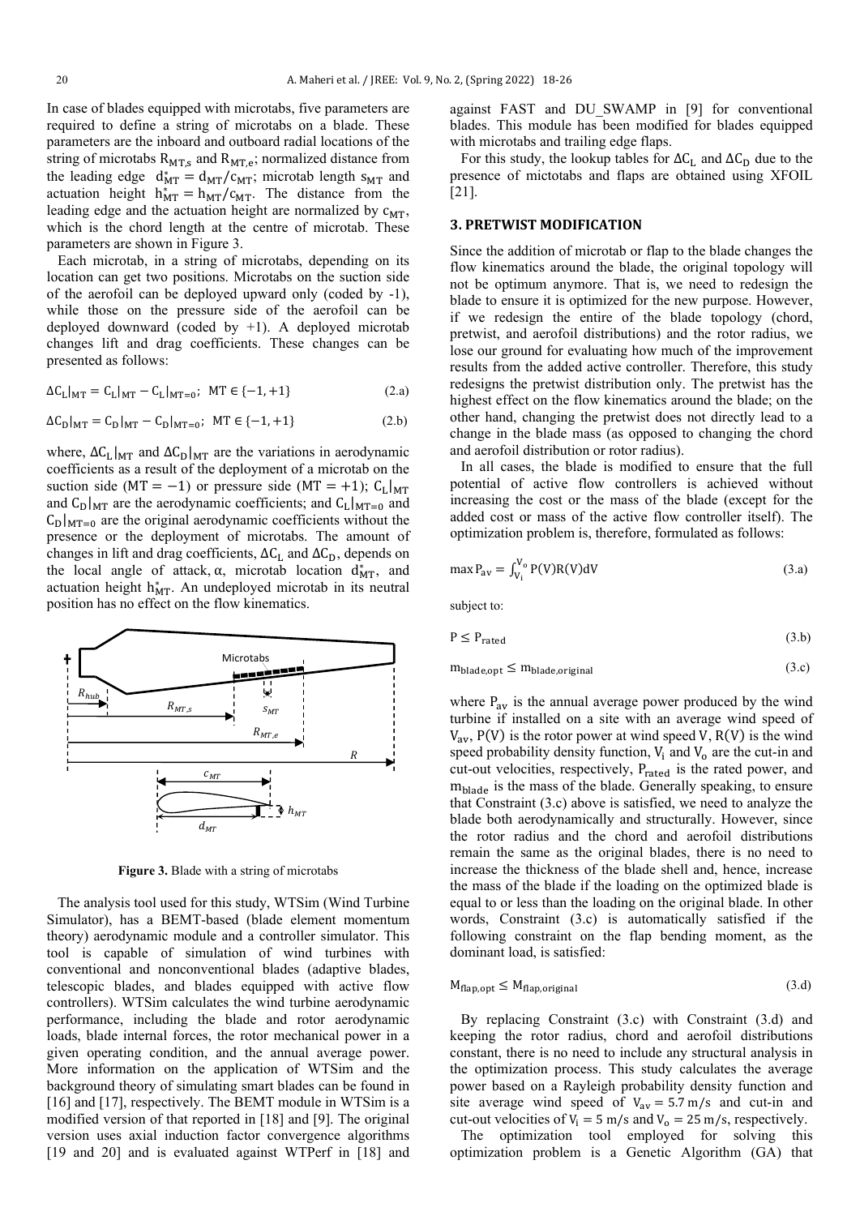In case of blades equipped with microtabs, five parameters are required to define a string of microtabs on a blade. These parameters are the inboard and outboard radial locations of the string of microtabs $R_{MT,s}$ and $R_{MT,e}$; normalized distance from the leading edge $d^*_{MT} = d_{MT}/c_{MT}$; microtab length $s_{MT}$ and actuation height $h^*_{MT} = h_{MT}/c_{MT}$. The distance from the leading edge and the actuation height are normalized by $c_{MT}$, which is the chord length at the centre of microtab. These parameters are shown in Figure 3.

Each microtab, in a string of microtabs, depending on its location can get two positions. Microtabs on the suction side of the aerofoil can be deployed upward only (coded by -1), while those on the pressure side of the aerofoil can be deployed downward (coded by +1). A deployed microtab changes lift and drag coefficients. These changes can be presented as follows:

$$\Delta C_L|_{MT} = C_L|_{MT} - C_L|_{MT=0};\ \ MT \in \{-1, +1\} \tag{2.a}$$

$$\Delta C_D|_{MT} = C_D|_{MT} - C_D|_{MT=0};\ \ MT \in \{-1, +1\} \tag{2.b}$$

where, $\Delta C_L|_{MT}$ and $\Delta C_D|_{MT}$ are the variations in aerodynamic coefficients as a result of the deployment of a microtab on the suction side ($MT = -1$) or pressure side ($MT = +1$); $C_L|_{MT}$ and $C_D|_{MT}$ are the aerodynamic coefficients; and $C_L|_{MT=0}$ and $C_D|_{MT=0}$ are the original aerodynamic coefficients without the presence or the deployment of microtabs. The amount of changes in lift and drag coefficients, $\Delta C_L$ and $\Delta C_D$, depends on the local angle of attack, $\alpha$, microtab location $d^*_{MT}$, and actuation height $h^*_{MT}$. An undeployed microtab in its neutral position has no effect on the flow kinematics.

**Figure 3.** Blade with a string of microtabs

The analysis tool used for this study, WTSim (Wind Turbine Simulator), has a BEMT-based (blade element momentum theory) aerodynamic module and a controller simulator. This tool is capable of simulation of wind turbines with conventional and nonconventional blades (adaptive blades, telescopic blades, and blades equipped with active flow controllers). WTSim calculates the wind turbine aerodynamic performance, including the blade and rotor aerodynamic loads, blade internal forces, the rotor mechanical power in a given operating condition, and the annual average power. More information on the application of WTSim and the background theory of simulating smart blades can be found in [16] and [17], respectively. The BEMT module in WTSim is a modified version of that reported in [18] and [9]. The original version uses axial induction factor convergence algorithms [19 and 20] and is evaluated against WTPerf in [18] and against FAST and DU_SWAMP in [9] for conventional blades. This module has been modified for blades equipped with microtabs and trailing edge flaps.

For this study, the lookup tables for $\Delta C_L$ and $\Delta C_D$ due to the presence of mictotabs and flaps are obtained using XFOIL [21].

## 3. PRETWIST MODIFICATION

Since the addition of microtab or flap to the blade changes the flow kinematics around the blade, the original topology will not be optimum anymore. That is, we need to redesign the blade to ensure it is optimized for the new purpose. However, if we redesign the entire of the blade topology (chord, pretwist, and aerofoil distributions) and the rotor radius, we lose our ground for evaluating how much of the improvement results from the added active controller. Therefore, this study redesigns the pretwist distribution only. The pretwist has the highest effect on the flow kinematics around the blade; on the other hand, changing the pretwist does not directly lead to a change in the blade mass (as opposed to changing the chord and aerofoil distribution or rotor radius).

In all cases, the blade is modified to ensure that the full potential of active flow controllers is achieved without increasing the cost or the mass of the blade (except for the added cost or mass of the active flow controller itself). The optimization problem is, therefore, formulated as follows:

$$\max P_{av} = \int_{V_i}^{V_o} P(V)R(V)dV \tag{3.a}$$

subject to:

$$P \le P_{rated} \tag{3.b}$$

$$m_{blade,opt} \le m_{blade,original} \tag{3.c}$$

where $P_{av}$ is the annual average power produced by the wind turbine if installed on a site with an average wind speed of $V_{av}$, $P(V)$ is the rotor power at wind speed $V$, $R(V)$ is the wind speed probability density function, $V_i$ and $V_o$ are the cut-in and cut-out velocities, respectively, $P_{rated}$ is the rated power, and $m_{blade}$ is the mass of the blade. Generally speaking, to ensure that Constraint (3.c) above is satisfied, we need to analyze the blade both aerodynamically and structurally. However, since the rotor radius and the chord and aerofoil distributions remain the same as the original blades, there is no need to increase the thickness of the blade shell and, hence, increase the mass of the blade if the loading on the optimized blade is equal to or less than the loading on the original blade. In other words, Constraint (3.c) is automatically satisfied if the following constraint on the flap bending moment, as the dominant load, is satisfied:

$$M_{flap,opt} \le M_{flap,original} \tag{3.d}$$

By replacing Constraint (3.c) with Constraint (3.d) and keeping the rotor radius, chord and aerofoil distributions constant, there is no need to include any structural analysis in the optimization process. This study calculates the average power based on a Rayleigh probability density function and site average wind speed of $V_{av} = 5.7\,m/s$ and cut-in and cut-out velocities of $V_i = 5\,m/s$ and $V_o = 25\,m/s$, respectively.

The optimization tool employed for solving this optimization problem is a Genetic Algorithm (GA) that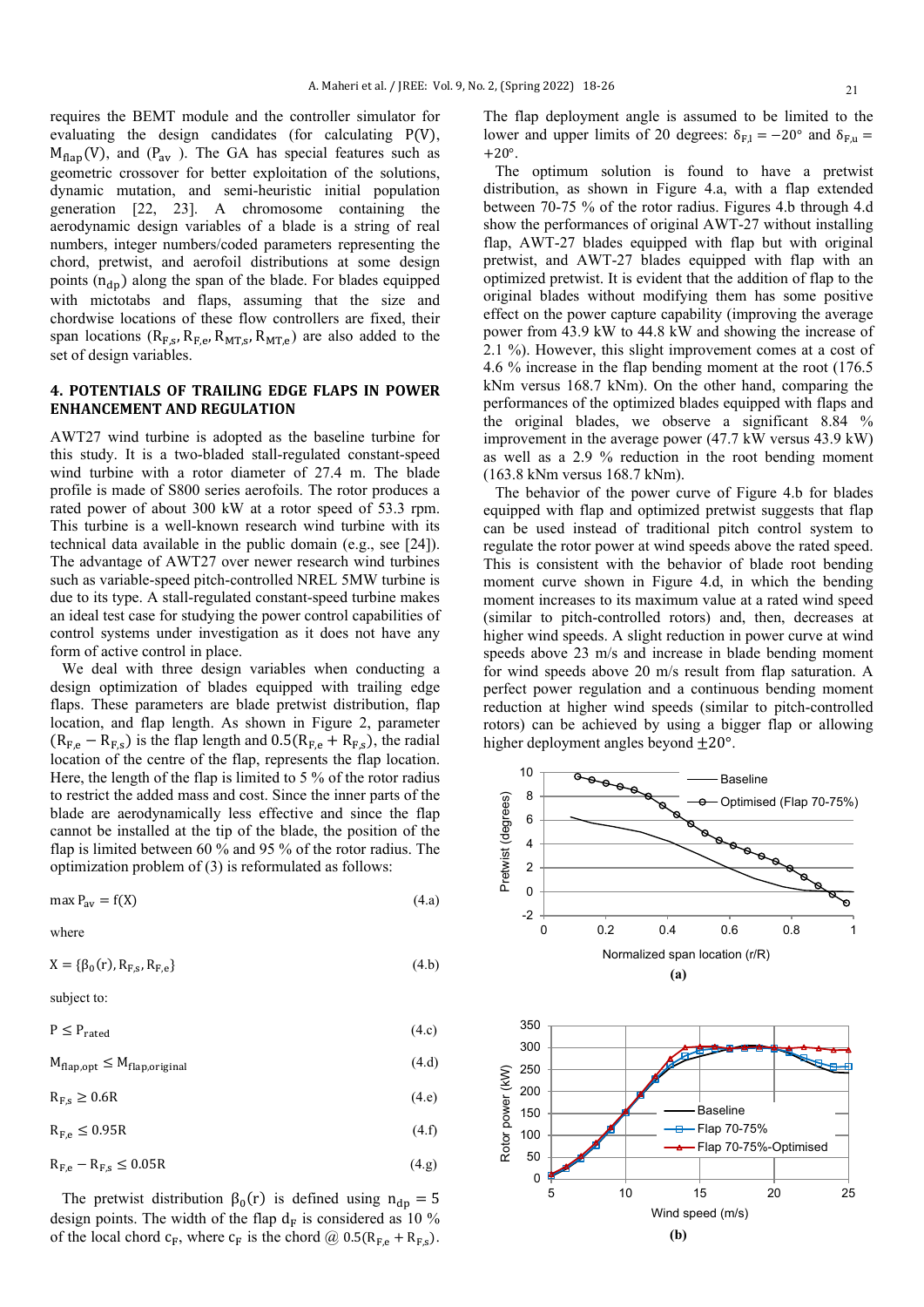requires the BEMT module and the controller simulator for evaluating the design candidates (for calculating P(V), $M_{flap}(V)$, and ($P_{av}$ ). The GA has special features such as geometric crossover for better exploitation of the solutions, dynamic mutation, and semi-heuristic initial population generation [22, 23]. A chromosome containing the aerodynamic design variables of a blade is a string of real numbers, integer numbers/coded parameters representing the chord, pretwist, and aerofoil distributions at some design points ($n_{dp}$) along the span of the blade. For blades equipped with mictotabs and flaps, assuming that the size and chordwise locations of these flow controllers are fixed, their span locations ($R_{F,s}$, $R_{F,e}$, $R_{MT,s}$, $R_{MT,e}$) are also added to the set of design variables.

## 4. POTENTIALS OF TRAILING EDGE FLAPS IN POWER ENHANCEMENT AND REGULATION

AWT27 wind turbine is adopted as the baseline turbine for this study. It is a two-bladed stall-regulated constant-speed wind turbine with a rotor diameter of 27.4 m. The blade profile is made of S800 series aerofoils. The rotor produces a rated power of about 300 kW at a rotor speed of 53.3 rpm. This turbine is a well-known research wind turbine with its technical data available in the public domain (e.g., see [24]). The advantage of AWT27 over newer research wind turbines such as variable-speed pitch-controlled NREL 5MW turbine is due to its type. A stall-regulated constant-speed turbine makes an ideal test case for studying the power control capabilities of control systems under investigation as it does not have any form of active control in place.

We deal with three design variables when conducting a design optimization of blades equipped with trailing edge flaps. These parameters are blade pretwist distribution, flap location, and flap length. As shown in Figure 2, parameter ($R_{F,e} - R_{F,s}$) is the flap length and $0.5(R_{F,e} + R_{F,s})$, the radial location of the centre of the flap, represents the flap location. Here, the length of the flap is limited to 5 % of the rotor radius to restrict the added mass and cost. Since the inner parts of the blade are aerodynamically less effective and since the flap cannot be installed at the tip of the blade, the position of the flap is limited between 60 % and 95 % of the rotor radius. The optimization problem of (3) is reformulated as follows:

$$\max P_{av} = f(X) \tag{4.a}$$

where

$$X = \{\beta_0(r), R_{F,s}, R_{F,e}\} \tag{4.b}$$

subject to:

$$P \leq P_{rated} \tag{4.c}$$

$$M_{flap,opt} \leq M_{flap,original} \tag{4.d}$$

$$R_{F,s} \geq 0.6R \tag{4.e}$$

$$R_{F,e} \leq 0.95R \tag{4.f}$$

$$R_{F,e} - R_{F,s} \leq 0.05R \tag{4.g}$$

The pretwist distribution $\beta_0(r)$ is defined using $n_{dp} = 5$ design points. The width of the flap $d_F$ is considered as 10 % of the local chord $c_F$, where $c_F$ is the chord @ $0.5(R_{F,e} + R_{F,s})$. The flap deployment angle is assumed to be limited to the lower and upper limits of 20 degrees: $\delta_{F,l} = -20°$ and $\delta_{F,u} = +20°$.

The optimum solution is found to have a pretwist distribution, as shown in Figure 4.a, with a flap extended between 70-75 % of the rotor radius. Figures 4.b through 4.d show the performances of original AWT-27 without installing flap, AWT-27 blades equipped with flap but with original pretwist, and AWT-27 blades equipped with flap with an optimized pretwist. It is evident that the addition of flap to the original blades without modifying them has some positive effect on the power capture capability (improving the average power from 43.9 kW to 44.8 kW and showing the increase of 2.1 %). However, this slight improvement comes at a cost of 4.6 % increase in the flap bending moment at the root (176.5 kNm versus 168.7 kNm). On the other hand, comparing the performances of the optimized blades equipped with flaps and the original blades, we observe a significant 8.84 % improvement in the average power (47.7 kW versus 43.9 kW) as well as a 2.9 % reduction in the root bending moment (163.8 kNm versus 168.7 kNm).

The behavior of the power curve of Figure 4.b for blades equipped with flap and optimized pretwist suggests that flap can be used instead of traditional pitch control system to regulate the rotor power at wind speeds above the rated speed. This is consistent with the behavior of blade root bending moment curve shown in Figure 4.d, in which the bending moment increases to its maximum value at a rated wind speed (similar to pitch-controlled rotors) and, then, decreases at higher wind speeds. A slight reduction in power curve at wind speeds above 23 m/s and increase in blade bending moment for wind speeds above 20 m/s result from flap saturation. A perfect power regulation and a continuous bending moment reduction at higher wind speeds (similar to pitch-controlled rotors) can be achieved by using a bigger flap or allowing higher deployment angles beyond ±20°.

(a)

(b)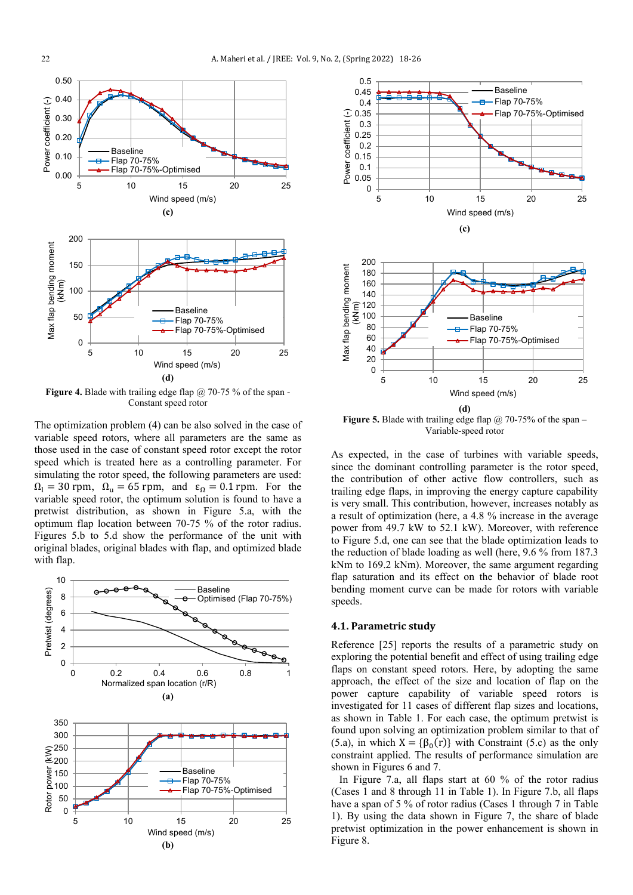**Figure 4.** Blade with trailing edge flap @ 70-75 % of the span - Constant speed rotor

The optimization problem (4) can be also solved in the case of variable speed rotors, where all parameters are the same as those used in the case of constant speed rotor except the rotor speed which is treated here as a controlling parameter. For simulating the rotor speed, the following parameters are used: $\Omega_l = 30$ rpm, $\Omega_u = 65$ rpm, and $\varepsilon_\Omega = 0.1$ rpm. For the variable speed rotor, the optimum solution is found to have a pretwist distribution, as shown in Figure 5.a, with the optimum flap location between 70-75 % of the rotor radius. Figures 5.b to 5.d show the performance of the unit with original blades, original blades with flap, and optimized blade with flap.

**Figure 5.** Blade with trailing edge flap @ 70-75% of the span – Variable-speed rotor

As expected, in the case of turbines with variable speeds, since the dominant controlling parameter is the rotor speed, the contribution of other active flow controllers, such as trailing edge flaps, in improving the energy capture capability is very small. This contribution, however, increases notably as a result of optimization (here, a 4.8 % increase in the average power from 49.7 kW to 52.1 kW). Moreover, with reference to Figure 5.d, one can see that the blade optimization leads to the reduction of blade loading as well (here, 9.6 % from 187.3 kNm to 169.2 kNm). Moreover, the same argument regarding flap saturation and its effect on the behavior of blade root bending moment curve can be made for rotors with variable speeds.

### 4.1. Parametric study

Reference [25] reports the results of a parametric study on exploring the potential benefit and effect of using trailing edge flaps on constant speed rotors. Here, by adopting the same approach, the effect of the size and location of flap on the power capture capability of variable speed rotors is investigated for 11 cases of different flap sizes and locations, as shown in Table 1. For each case, the optimum pretwist is found upon solving an optimization problem similar to that of (5.a), in which $X = \{\beta_0(r)\}$ with Constraint (5.c) as the only constraint applied. The results of performance simulation are shown in Figures 6 and 7.

In Figure 7.a, all flaps start at 60 % of the rotor radius (Cases 1 and 8 through 11 in Table 1). In Figure 7.b, all flaps have a span of 5 % of rotor radius (Cases 1 through 7 in Table 1). By using the data shown in Figure 7, the share of blade pretwist optimization in the power enhancement is shown in Figure 8.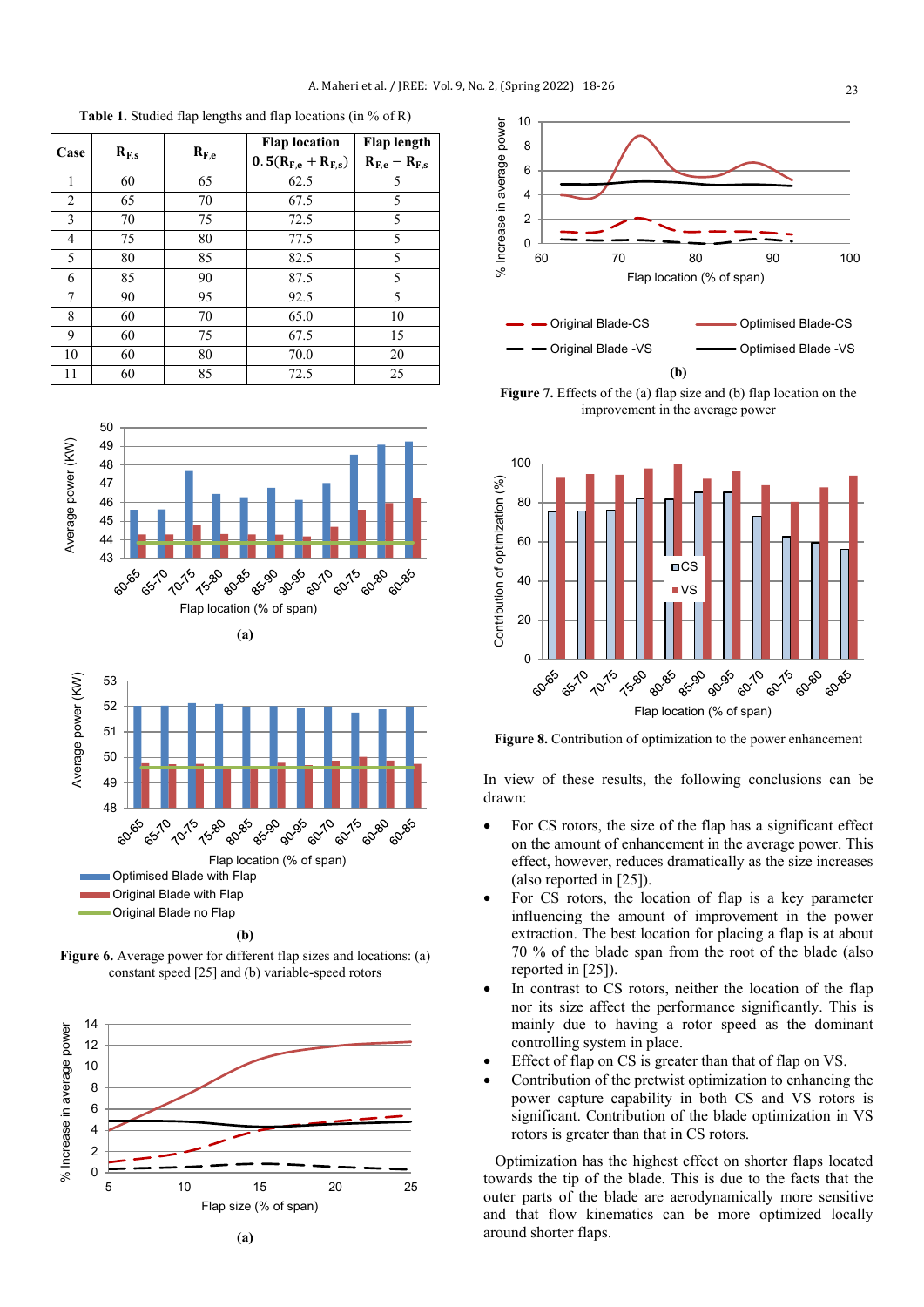Table 1. Studied flap lengths and flap locations (in % of R)

| Case | $R_{F,s}$ | $R_{F,e}$ | Flap location $0.5(R_{F,e}+R_{F,s})$ | Flap length $R_{F,e}-R_{F,s}$ |
|---|---|---|---|---|
| 1 | 60 | 65 | 62.5 | 5 |
| 2 | 65 | 70 | 67.5 | 5 |
| 3 | 70 | 75 | 72.5 | 5 |
| 4 | 75 | 80 | 77.5 | 5 |
| 5 | 80 | 85 | 82.5 | 5 |
| 6 | 85 | 90 | 87.5 | 5 |
| 7 | 90 | 95 | 92.5 | 5 |
| 8 | 60 | 70 | 65.0 | 10 |
| 9 | 60 | 75 | 67.5 | 15 |
| 10 | 60 | 80 | 70.0 | 20 |
| 11 | 60 | 85 | 72.5 | 25 |

Figure 6. Average power for different flap sizes and locations: (a) constant speed [25] and (b) variable-speed rotors

Figure 7. Effects of the (a) flap size and (b) flap location on the improvement in the average power

Figure 8. Contribution of optimization to the power enhancement

In view of these results, the following conclusions can be drawn:

- For CS rotors, the size of the flap has a significant effect on the amount of enhancement in the average power. This effect, however, reduces dramatically as the size increases (also reported in [25]).
- For CS rotors, the location of flap is a key parameter influencing the amount of improvement in the power extraction. The best location for placing a flap is at about 70 % of the blade span from the root of the blade (also reported in [25]).
- In contrast to CS rotors, neither the location of the flap nor its size affect the performance significantly. This is mainly due to having a rotor speed as the dominant controlling system in place.
- Effect of flap on CS is greater than that of flap on VS.
- Contribution of the pretwist optimization to enhancing the power capture capability in both CS and VS rotors is significant. Contribution of the blade optimization in VS rotors is greater than that in CS rotors.

Optimization has the highest effect on shorter flaps located towards the tip of the blade. This is due to the facts that the outer parts of the blade are aerodynamically more sensitive and that flow kinematics can be more optimized locally around shorter flaps.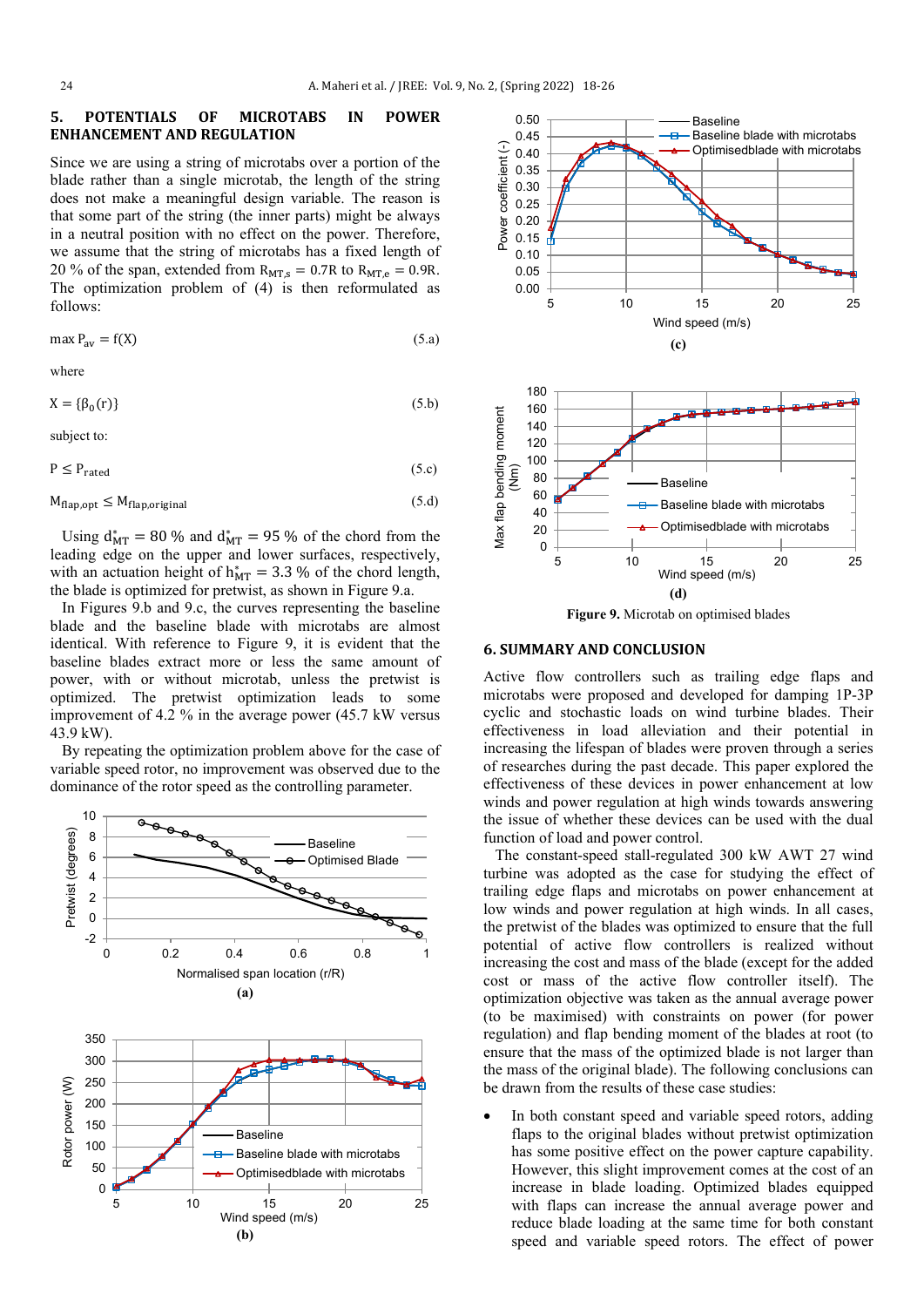## 5. POTENTIALS OF MICROTABS IN POWER ENHANCEMENT AND REGULATION

Since we are using a string of microtabs over a portion of the blade rather than a single microtab, the length of the string does not make a meaningful design variable. The reason is that some part of the string (the inner parts) might be always in a neutral position with no effect on the power. Therefore, we assume that the string of microtabs has a fixed length of 20 % of the span, extended from $R_{MT,s} = 0.7R$ to $R_{MT,e} = 0.9R$. The optimization problem of (4) is then reformulated as follows:

$$\max P_{av} = f(X) \tag{5.a}$$

where

$$X = \{\beta_0(r)\} \tag{5.b}$$

subject to:

$$P \leq P_{rated} \tag{5.c}$$

$$M_{flap,opt} \leq M_{flap,original} \tag{5.d}$$

Using $d^*_{MT} = 80$ % and $d^*_{MT} = 95$ % of the chord from the leading edge on the upper and lower surfaces, respectively, with an actuation height of $h^*_{MT} = 3.3$ % of the chord length, the blade is optimized for pretwist, as shown in Figure 9.a.

In Figures 9.b and 9.c, the curves representing the baseline blade and the baseline blade with microtabs are almost identical. With reference to Figure 9, it is evident that the baseline blades extract more or less the same amount of power, with or without microtab, unless the pretwist is optimized. The pretwist optimization leads to some improvement of 4.2 % in the average power (45.7 kW versus 43.9 kW).

By repeating the optimization problem above for the case of variable speed rotor, no improvement was observed due to the dominance of the rotor speed as the controlling parameter.

(a)

(b)

(c)

(d)

**Figure 9.** Microtab on optimised blades

## 6. SUMMARY AND CONCLUSION

Active flow controllers such as trailing edge flaps and microtabs were proposed and developed for damping 1P-3P cyclic and stochastic loads on wind turbine blades. Their effectiveness in load alleviation and their potential in increasing the lifespan of blades were proven through a series of researches during the past decade. This paper explored the effectiveness of these devices in power enhancement at low winds and power regulation at high winds towards answering the issue of whether these devices can be used with the dual function of load and power control.

The constant-speed stall-regulated 300 kW AWT 27 wind turbine was adopted as the case for studying the effect of trailing edge flaps and microtabs on power enhancement at low winds and power regulation at high winds. In all cases, the pretwist of the blades was optimized to ensure that the full potential of active flow controllers is realized without increasing the cost and mass of the blade (except for the added cost or mass of the active flow controller itself). The optimization objective was taken as the annual average power (to be maximised) with constraints on power (for power regulation) and flap bending moment of the blades at root (to ensure that the mass of the optimized blade is not larger than the mass of the original blade). The following conclusions can be drawn from the results of these case studies:

- In both constant speed and variable speed rotors, adding flaps to the original blades without pretwist optimization has some positive effect on the power capture capability. However, this slight improvement comes at the cost of an increase in blade loading. Optimized blades equipped with flaps can increase the annual average power and reduce blade loading at the same time for both constant speed and variable speed rotors. The effect of power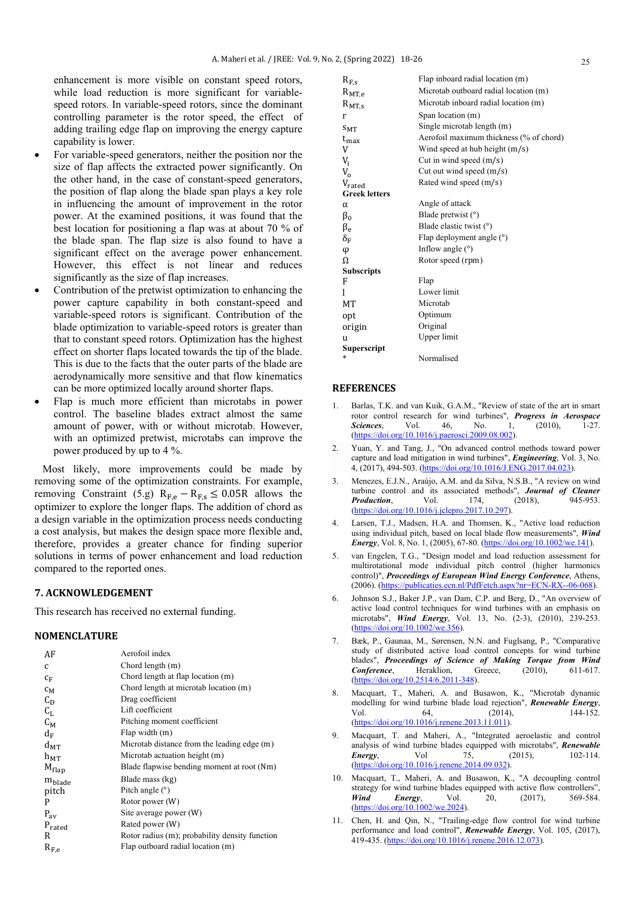enhancement is more visible on constant speed rotors, while load reduction is more significant for variable-speed rotors. In variable-speed rotors, since the dominant controlling parameter is the rotor speed, the effect of adding trailing edge flap on improving the energy capture capability is lower.

- For variable-speed generators, neither the position nor the size of flap affects the extracted power significantly. On the other hand, in the case of constant-speed generators, the position of flap along the blade span plays a key role in influencing the amount of improvement in the rotor power. At the examined positions, it was found that the best location for positioning a flap was at about 70 % of the blade span. The flap size is also found to have a significant effect on the average power enhancement. However, this effect is not linear and reduces significantly as the size of flap increases.
- Contribution of the pretwist optimization to enhancing the power capture capability in both constant-speed and variable-speed rotors is significant. Contribution of the blade optimization to variable-speed rotors is greater than that to constant speed rotors. Optimization has the highest effect on shorter flaps located towards the tip of the blade. This is due to the facts that the outer parts of the blade are aerodynamically more sensitive and that flow kinematics can be more optimized locally around shorter flaps.
- Flap is much more efficient than microtabs in power control. The baseline blades extract almost the same amount of power, with or without microtab. However, with an optimized pretwist, microtabs can improve the power produced by up to 4 %.

Most likely, more improvements could be made by removing some of the optimization constraints. For example, removing Constraint (5.g) $R_{F,e} - R_{F,s} \leq 0.05R$ allows the optimizer to explore the longer flaps. The addition of chord as a design variable in the optimization process needs conducting a cost analysis, but makes the design space more flexible and, therefore, provides a greater chance for finding superior solutions in terms of power enhancement and load reduction compared to the reported ones.

## 7. ACKNOWLEDGEMENT

This research has received no external funding.

## NOMENCLATURE

| | |
|---|---|
| AF | Aerofoil index |
| $c$ | Chord length (m) |
| $c_F$ | Chord length at flap location (m) |
| $c_M$ | Chord length at microtab location (m) |
| $C_D$ | Drag coefficient |
| $C_L$ | Lift coefficient |
| $C_M$ | Pitching moment coefficient |
| $d_F$ | Flap width (m) |
| $d_{MT}$ | Microtab distance from the leading edge (m) |
| $h_{MT}$ | Microtab actuation height (m) |
| $M_{flap}$ | Blade flapwise bending moment at root (Nm) |
| $m_{blade}$ | Blade mass (kg) |
| pitch | Pitch angle (°) |
| $P$ | Rotor power (W) |
| $P_{av}$ | Site average power (W) |
| $P_{rated}$ | Rated power (W) |
| $R$ | Rotor radius (m); probability density function |
| $R_{F,e}$ | Flap outboard radial location (m) |
| $R_{F,s}$ | Flap inboard radial location (m) |
| $R_{MT,e}$ | Microtab outboard radial location (m) |
| $R_{MT,s}$ | Microtab inboard radial location (m) |
| $r$ | Span location (m) |
| $s_{MT}$ | Single microtab length (m) |
| $t_{max}$ | Aerofoil maximum thickness (% of chord) |
| $V$ | Wind speed at hub height (m/s) |
| $V_i$ | Cut in wind speed (m/s) |
| $V_o$ | Cut out wind speed (m/s) |
| $V_{rated}$ | Rated wind speed (m/s) |
| **Greek letters** | |
| $\alpha$ | Angle of attack |
| $\beta_0$ | Blade pretwist (°) |
| $\beta_e$ | Blade elastic twist (°) |
| $\delta_F$ | Flap deployment angle (°) |
| $\varphi$ | Inflow angle (°) |
| $\Omega$ | Rotor speed (rpm) |
| **Subscripts** | |
| F | Flap |
| l | Lower limit |
| MT | Microtab |
| opt | Optimum |
| origin | Original |
| u | Upper limit |
| **Superscript** | |
| * | Normalised |

## REFERENCES

1. Barlas, T.K. and van Kuik, G.A.M., "Review of state of the art in smart rotor control research for wind turbines", ***Progress in Aerospace Sciences***, Vol. 46, No. 1, (2010), 1-27. (https://doi.org/10.1016/j.paerosci.2009.08.002).
2. Yuan, Y. and Tang, J., "On advanced control methods toward power capture and load mitigation in wind turbines", ***Engineering***, Vol. 3, No. 4, (2017), 494-503. (https://doi.org/10.1016/J.ENG.2017.04.023).
3. Menezes, E.J.N., Araújo, A.M. and da Silva, N.S.B., "A review on wind turbine control and its associated methods", ***Journal of Cleaner Production***, Vol. 174, (2018), 945-953. (https://doi.org/10.1016/j.jclepro.2017.10.297).
4. Larsen, T.J., Madsen, H.A. and Thomsen, K., "Active load reduction using individual pitch, based on local blade flow measurements", ***Wind Energy***, Vol. 8, No. 1, (2005), 67-80. (https://doi.org/10.1002/we.141).
5. van Engelen, T.G., "Design model and load reduction assessment for multirotational mode individual pitch control (higher harmonics control)", ***Proceedings of European Wind Energy Conference***, Athens, (2006). (https://publicaties.ecn.nl/PdfFetch.aspx?nr=ECN-RX--06-068).
6. Johnson S.J., Baker J.P., van Dam, C.P. and Berg, D., "An overview of active load control techniques for wind turbines with an emphasis on microtabs", ***Wind Energy***, Vol. 13, No. (2-3), (2010), 239-253. (https://doi.org/10.1002/we.356).
7. Bæk, P., Gaunaa, M., Sørensen, N.N. and Fuglsang, P., "Comparative study of distributed active load control concepts for wind turbine blades", ***Proceedings of Science of Making Torque from Wind Conference***, Heraklion, Greece, (2010), 611-617. (https://doi.org/10.2514/6.2011-348).
8. Macquart, T., Maheri, A. and Busawon, K., "Microtab dynamic modelling for wind turbine blade load rejection", ***Renewable Energy***, Vol. 64, (2014), 144-152. (https://doi.org/10.1016/j.renene.2013.11.011).
9. Macquart, T. and Maheri, A., "Integrated aeroelastic and control analysis of wind turbine blades equipped with microtabs", ***Renewable Energy***, Vol 75, (2015), 102-114. (https://doi.org/10.1016/j.renene.2014.09.032).
10. Macquart, T., Maheri, A. and Busawon, K., "A decoupling control strategy for wind turbine blades equipped with active flow controllers", ***Wind Energy***, Vol. 20, (2017), 569-584. (https://doi.org/10.1002/we.2024).
11. Chen, H. and Qin, N., "Trailing-edge flow control for wind turbine performance and load control", ***Renewable Energy***, Vol. 105, (2017), 419-435. (https://doi.org/10.1016/j.renene.2016.12.073).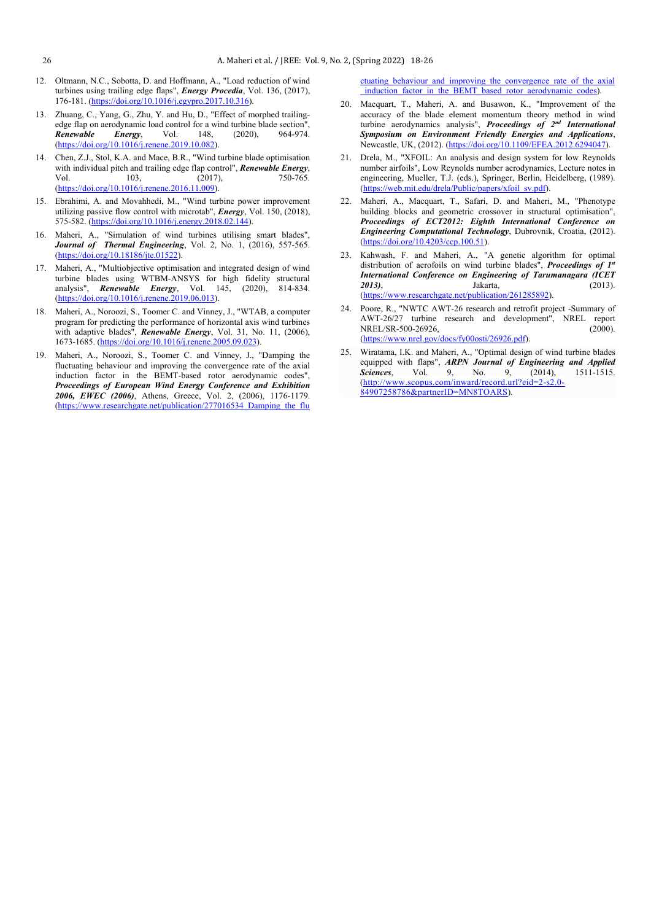12. Oltmann, N.C., Sobotta, D. and Hoffmann, A., "Load reduction of wind turbines using trailing edge flaps", ***Energy Procedia***, Vol. 136, (2017), 176-181. (https://doi.org/10.1016/j.egypro.2017.10.316).

13. Zhuang, C., Yang, G., Zhu, Y. and Hu, D., "Effect of morphed trailing-edge flap on aerodynamic load control for a wind turbine blade section", ***Renewable Energy***, Vol. 148, (2020), 964-974. (https://doi.org/10.1016/j.renene.2019.10.082).

14. Chen, Z.J., Stol, K.A. and Mace, B.R., "Wind turbine blade optimisation with individual pitch and trailing edge flap control", ***Renewable Energy***, Vol. 103, (2017), 750-765. (https://doi.org/10.1016/j.renene.2016.11.009).

15. Ebrahimi, A. and Movahhedi, M., "Wind turbine power improvement utilizing passive flow control with microtab", ***Energy***, Vol. 150, (2018), 575-582. (https://doi.org/10.1016/j.energy.2018.02.144).

16. Maheri, A., "Simulation of wind turbines utilising smart blades", ***Journal of Thermal Engineering***, Vol. 2, No. 1, (2016), 557-565. (https://doi.org/10.18186/jte.01522).

17. Maheri, A., "Multiobjective optimisation and integrated design of wind turbine blades using WTBM-ANSYS for high fidelity structural analysis", ***Renewable Energy***, Vol. 145, (2020), 814-834. (https://doi.org/10.1016/j.renene.2019.06.013).

18. Maheri, A., Noroozi, S., Toomer C. and Vinney, J., "WTAB, a computer program for predicting the performance of horizontal axis wind turbines with adaptive blades", ***Renewable Energy***, Vol. 31, No. 11, (2006), 1673-1685. (https://doi.org/10.1016/j.renene.2005.09.023).

19. Maheri, A., Noroozi, S., Toomer C. and Vinney, J., "Damping the fluctuating behaviour and improving the convergence rate of the axial induction factor in the BEMT-based rotor aerodynamic codes", ***Proceedings of European Wind Energy Conference and Exhibition 2006, EWEC (2006)***, Athens, Greece, Vol. 2, (2006), 1176-1179. (https://www.researchgate.net/publication/277016534_Damping_the_fluctuating_behaviour_and_improving_the_convergence_rate_of_the_axial_induction_factor_in_the_BEMT_based_rotor_aerodynamic_codes).

20. Macquart, T., Maheri, A. and Busawon, K., "Improvement of the accuracy of the blade element momentum theory method in wind turbine aerodynamics analysis", ***Proceedings of 2nd International Symposium on Environment Friendly Energies and Applications***, Newcastle, UK, (2012). (https://doi.org/10.1109/EFEA.2012.6294047).

21. Drela, M., "XFOIL: An analysis and design system for low Reynolds number airfoils", Low Reynolds number aerodynamics, Lecture notes in engineering, Mueller, T.J. (eds.), Springer, Berlin, Heidelberg, (1989). (https://web.mit.edu/drela/Public/papers/xfoil_sv.pdf).

22. Maheri, A., Macquart, T., Safari, D. and Maheri, M., "Phenotype building blocks and geometric crossover in structural optimisation", ***Proceedings of ECT2012: Eighth International Conference on Engineering Computational Technology***, Dubrovnik, Croatia, (2012). (https://doi.org/10.4203/ccp.100.51).

23. Kahwash, F. and Maheri, A., "A genetic algorithm for optimal distribution of aerofoils on wind turbine blades", ***Proceedings of 1st International Conference on Engineering of Tarumanagara (ICET 2013)***, Jakarta, (2013). (https://www.researchgate.net/publication/261285892).

24. Poore, R., "NWTC AWT-26 research and retrofit project -Summary of AWT-26/27 turbine research and development", NREL report NREL/SR-500-26926, (2000). (https://www.nrel.gov/docs/fy00osti/26926.pdf).

25. Wiratama, I.K. and Maheri, A., "Optimal design of wind turbine blades equipped with flaps", ***ARPN Journal of Engineering and Applied Sciences***, Vol. 9, No. 9, (2014), 1511-1515. (http://www.scopus.com/inward/record.url?eid=2-s2.0-84907258786&partnerID=MN8TOARS).